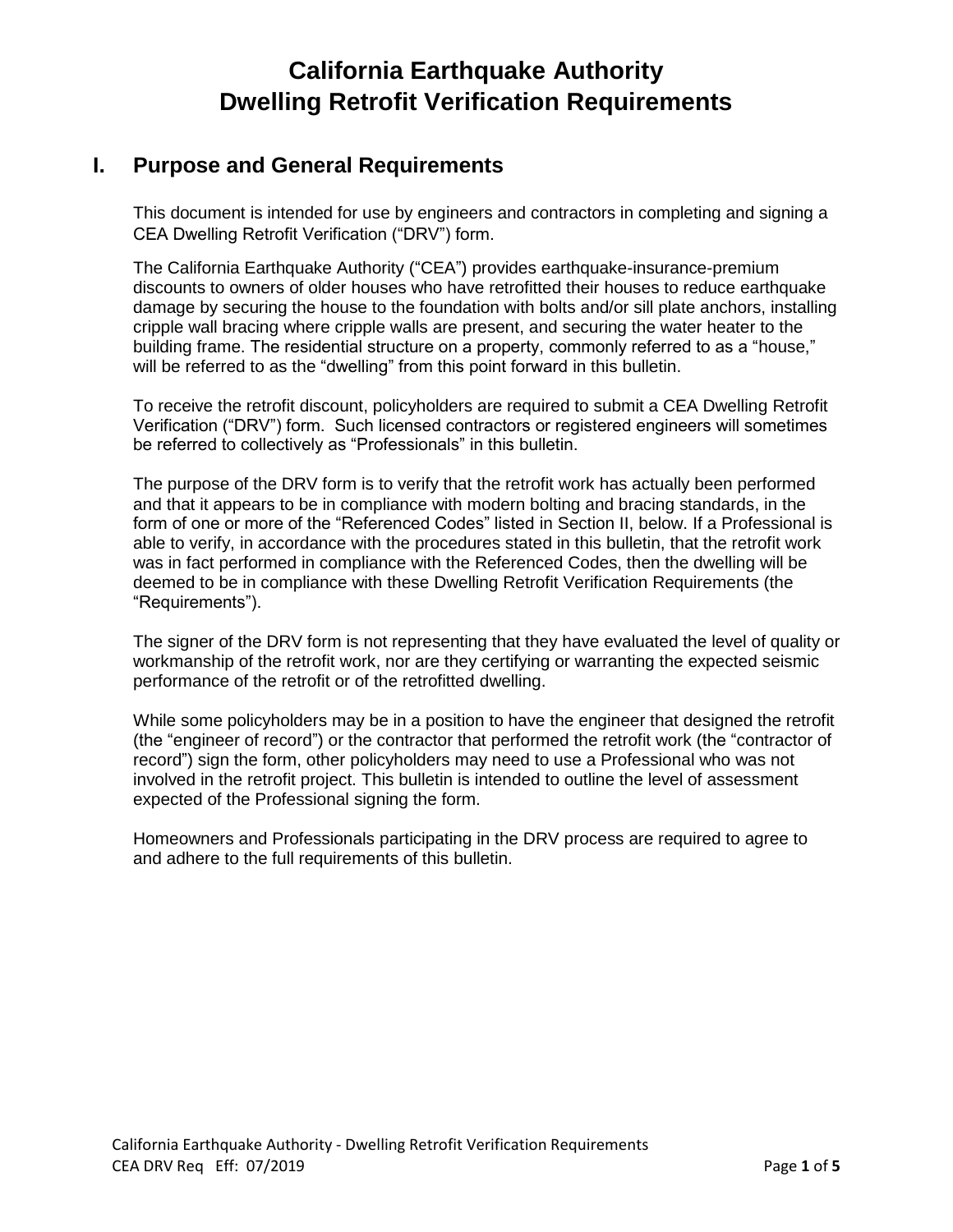# California Earthquake Authority
# Dwelling Retrofit Verification Requirements

## I. Purpose and General Requirements

This document is intended for use by engineers and contractors in completing and signing a CEA Dwelling Retrofit Verification ("DRV") form.

The California Earthquake Authority ("CEA") provides earthquake-insurance-premium discounts to owners of older houses who have retrofitted their houses to reduce earthquake damage by securing the house to the foundation with bolts and/or sill plate anchors, installing cripple wall bracing where cripple walls are present, and securing the water heater to the building frame. The residential structure on a property, commonly referred to as a "house," will be referred to as the "dwelling" from this point forward in this bulletin.

To receive the retrofit discount, policyholders are required to submit a CEA Dwelling Retrofit Verification ("DRV") form. Such licensed contractors or registered engineers will sometimes be referred to collectively as "Professionals" in this bulletin.

The purpose of the DRV form is to verify that the retrofit work has actually been performed and that it appears to be in compliance with modern bolting and bracing standards, in the form of one or more of the "Referenced Codes" listed in Section II, below. If a Professional is able to verify, in accordance with the procedures stated in this bulletin, that the retrofit work was in fact performed in compliance with the Referenced Codes, then the dwelling will be deemed to be in compliance with these Dwelling Retrofit Verification Requirements (the "Requirements").

The signer of the DRV form is not representing that they have evaluated the level of quality or workmanship of the retrofit work, nor are they certifying or warranting the expected seismic performance of the retrofit or of the retrofitted dwelling.

While some policyholders may be in a position to have the engineer that designed the retrofit (the "engineer of record") or the contractor that performed the retrofit work (the "contractor of record") sign the form, other policyholders may need to use a Professional who was not involved in the retrofit project. This bulletin is intended to outline the level of assessment expected of the Professional signing the form.

Homeowners and Professionals participating in the DRV process are required to agree to and adhere to the full requirements of this bulletin.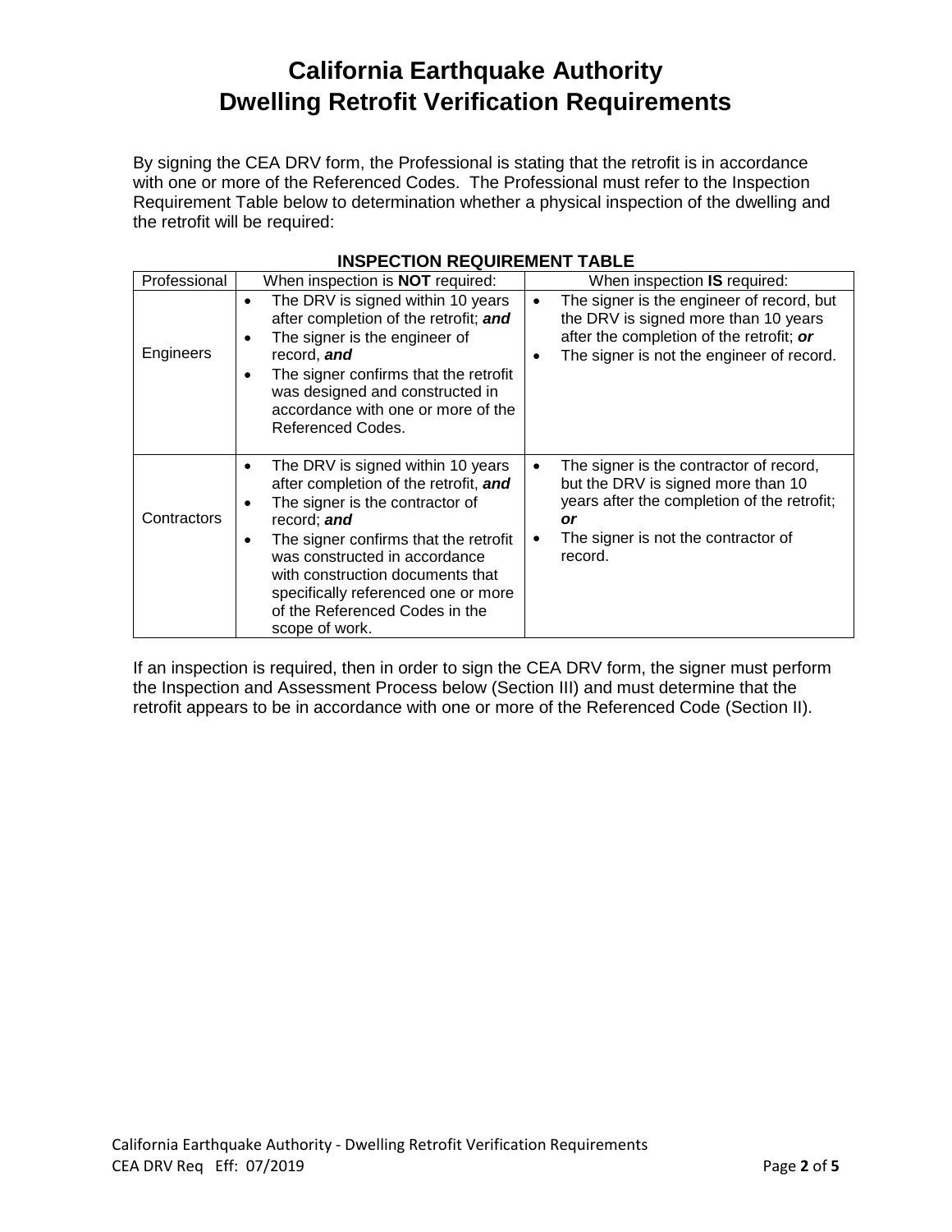# California Earthquake Authority
# Dwelling Retrofit Verification Requirements

By signing the CEA DRV form, the Professional is stating that the retrofit is in accordance with one or more of the Referenced Codes. The Professional must refer to the Inspection Requirement Table below to determination whether a physical inspection of the dwelling and the retrofit will be required:

**INSPECTION REQUIREMENT TABLE**

| Professional | When inspection is **NOT** required: | When inspection **IS** required: |
|---|---|---|
| Engineers | • The DRV is signed within 10 years after completion of the retrofit; ***and***<br>• The signer is the engineer of record, ***and***<br>• The signer confirms that the retrofit was designed and constructed in accordance with one or more of the Referenced Codes. | • The signer is the engineer of record, but the DRV is signed more than 10 years after the completion of the retrofit; ***or***<br>• The signer is not the engineer of record. |
| Contractors | • The DRV is signed within 10 years after completion of the retrofit, ***and***<br>• The signer is the contractor of record; ***and***<br>• The signer confirms that the retrofit was constructed in accordance with construction documents that specifically referenced one or more of the Referenced Codes in the scope of work. | • The signer is the contractor of record, but the DRV is signed more than 10 years after the completion of the retrofit; ***or***<br>• The signer is not the contractor of record. |

If an inspection is required, then in order to sign the CEA DRV form, the signer must perform the Inspection and Assessment Process below (Section III) and must determine that the retrofit appears to be in accordance with one or more of the Referenced Code (Section II).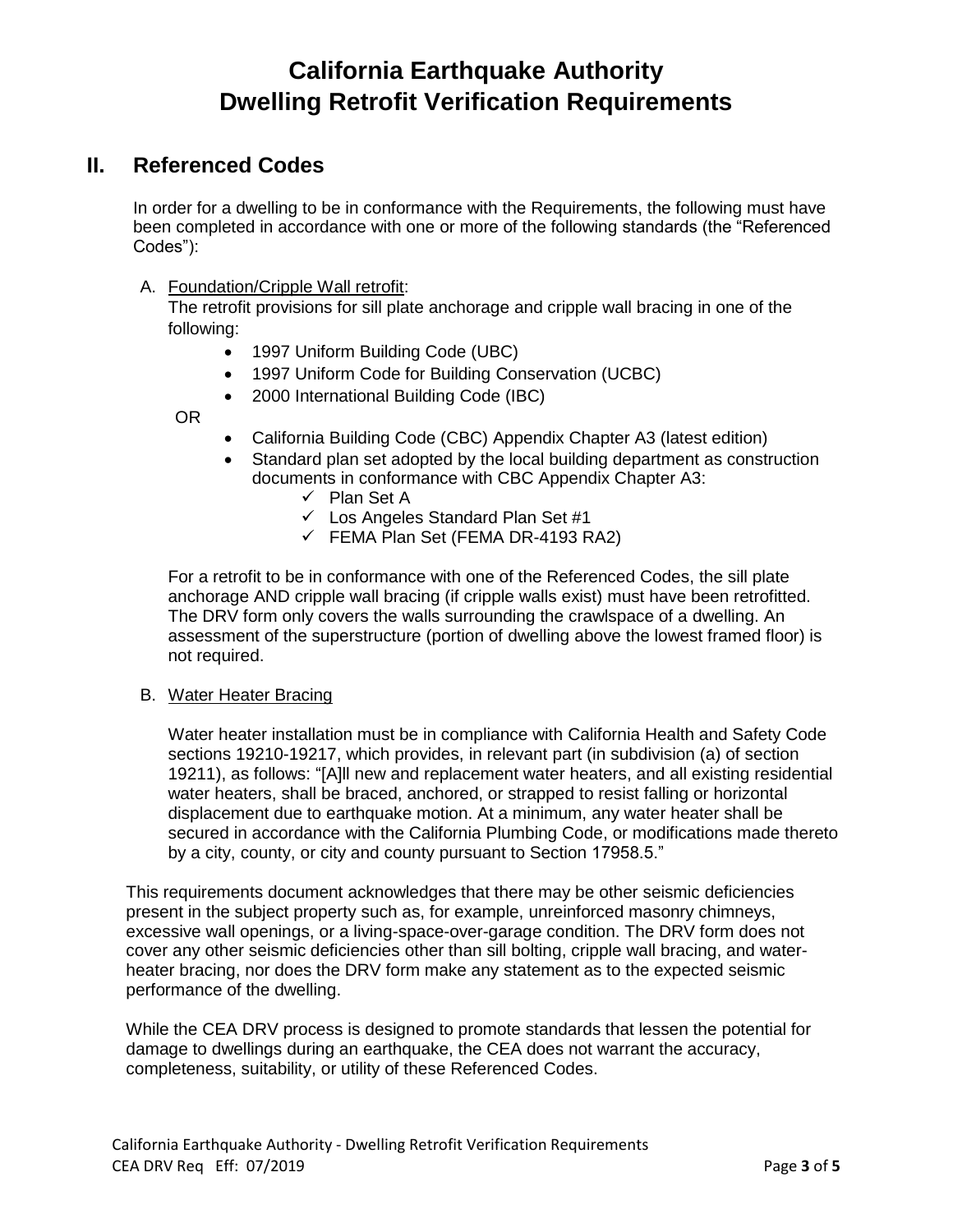# California Earthquake Authority
# Dwelling Retrofit Verification Requirements

## II. Referenced Codes

In order for a dwelling to be in conformance with the Requirements, the following must have been completed in accordance with one or more of the following standards (the "Referenced Codes"):

A. Foundation/Cripple Wall retrofit:

The retrofit provisions for sill plate anchorage and cripple wall bracing in one of the following:

- 1997 Uniform Building Code (UBC)
- 1997 Uniform Code for Building Conservation (UCBC)
- 2000 International Building Code (IBC)

OR

- California Building Code (CBC) Appendix Chapter A3 (latest edition)
- Standard plan set adopted by the local building department as construction documents in conformance with CBC Appendix Chapter A3:
  - ✓ Plan Set A
  - ✓ Los Angeles Standard Plan Set #1
  - ✓ FEMA Plan Set (FEMA DR-4193 RA2)

For a retrofit to be in conformance with one of the Referenced Codes, the sill plate anchorage AND cripple wall bracing (if cripple walls exist) must have been retrofitted. The DRV form only covers the walls surrounding the crawlspace of a dwelling. An assessment of the superstructure (portion of dwelling above the lowest framed floor) is not required.

B. Water Heater Bracing

Water heater installation must be in compliance with California Health and Safety Code sections 19210-19217, which provides, in relevant part (in subdivision (a) of section 19211), as follows: "[A]ll new and replacement water heaters, and all existing residential water heaters, shall be braced, anchored, or strapped to resist falling or horizontal displacement due to earthquake motion. At a minimum, any water heater shall be secured in accordance with the California Plumbing Code, or modifications made thereto by a city, county, or city and county pursuant to Section 17958.5."

This requirements document acknowledges that there may be other seismic deficiencies present in the subject property such as, for example, unreinforced masonry chimneys, excessive wall openings, or a living-space-over-garage condition. The DRV form does not cover any other seismic deficiencies other than sill bolting, cripple wall bracing, and water-heater bracing, nor does the DRV form make any statement as to the expected seismic performance of the dwelling.

While the CEA DRV process is designed to promote standards that lessen the potential for damage to dwellings during an earthquake, the CEA does not warrant the accuracy, completeness, suitability, or utility of these Referenced Codes.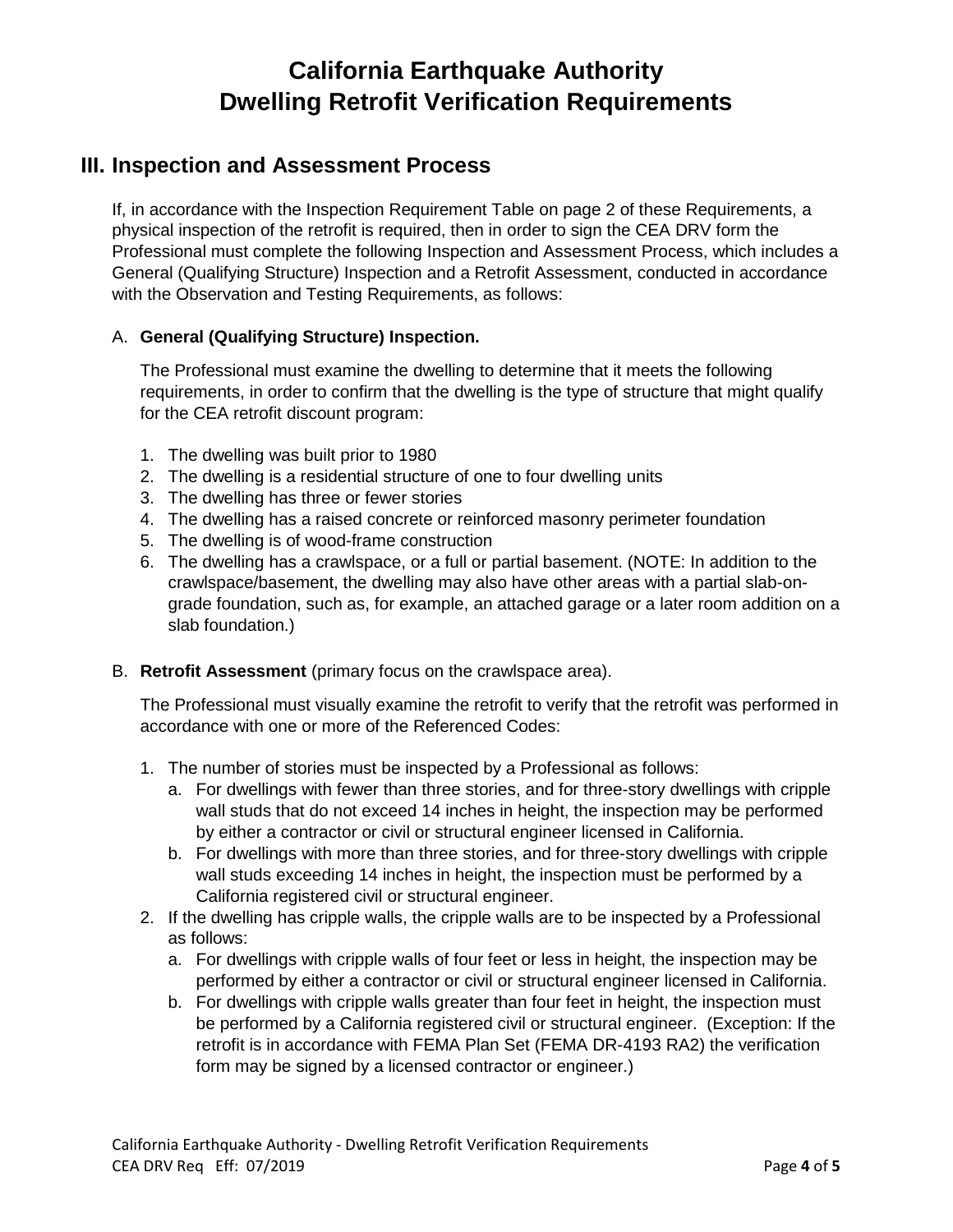# California Earthquake Authority
# Dwelling Retrofit Verification Requirements

## III. Inspection and Assessment Process

If, in accordance with the Inspection Requirement Table on page 2 of these Requirements, a physical inspection of the retrofit is required, then in order to sign the CEA DRV form the Professional must complete the following Inspection and Assessment Process, which includes a General (Qualifying Structure) Inspection and a Retrofit Assessment, conducted in accordance with the Observation and Testing Requirements, as follows:

A. **General (Qualifying Structure) Inspection.**

The Professional must examine the dwelling to determine that it meets the following requirements, in order to confirm that the dwelling is the type of structure that might qualify for the CEA retrofit discount program:

1. The dwelling was built prior to 1980
2. The dwelling is a residential structure of one to four dwelling units
3. The dwelling has three or fewer stories
4. The dwelling has a raised concrete or reinforced masonry perimeter foundation
5. The dwelling is of wood-frame construction
6. The dwelling has a crawlspace, or a full or partial basement. (NOTE: In addition to the crawlspace/basement, the dwelling may also have other areas with a partial slab-on-grade foundation, such as, for example, an attached garage or a later room addition on a slab foundation.)

B. **Retrofit Assessment** (primary focus on the crawlspace area).

The Professional must visually examine the retrofit to verify that the retrofit was performed in accordance with one or more of the Referenced Codes:

1. The number of stories must be inspected by a Professional as follows:
   a. For dwellings with fewer than three stories, and for three-story dwellings with cripple wall studs that do not exceed 14 inches in height, the inspection may be performed by either a contractor or civil or structural engineer licensed in California.
   b. For dwellings with more than three stories, and for three-story dwellings with cripple wall studs exceeding 14 inches in height, the inspection must be performed by a California registered civil or structural engineer.
2. If the dwelling has cripple walls, the cripple walls are to be inspected by a Professional as follows:
   a. For dwellings with cripple walls of four feet or less in height, the inspection may be performed by either a contractor or civil or structural engineer licensed in California.
   b. For dwellings with cripple walls greater than four feet in height, the inspection must be performed by a California registered civil or structural engineer. (Exception: If the retrofit is in accordance with FEMA Plan Set (FEMA DR-4193 RA2) the verification form may be signed by a licensed contractor or engineer.)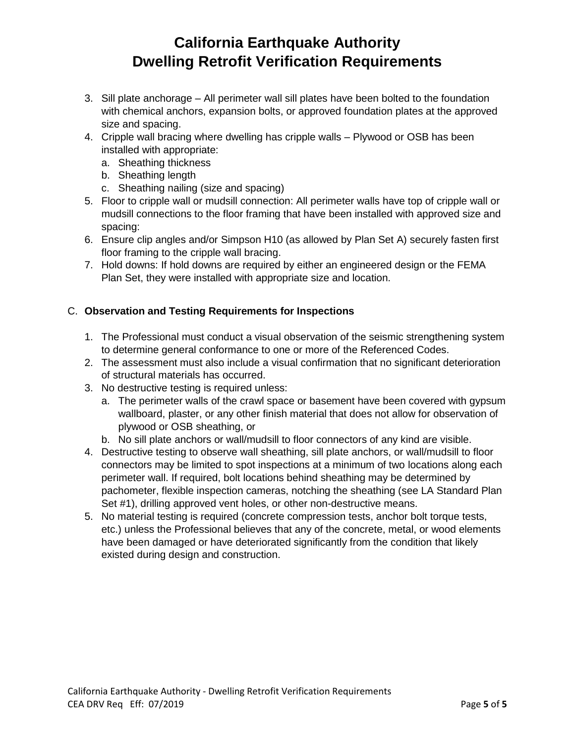3. Sill plate anchorage – All perimeter wall sill plates have been bolted to the foundation with chemical anchors, expansion bolts, or approved foundation plates at the approved size and spacing.
4. Cripple wall bracing where dwelling has cripple walls – Plywood or OSB has been installed with appropriate:
   a. Sheathing thickness
   b. Sheathing length
   c. Sheathing nailing (size and spacing)
5. Floor to cripple wall or mudsill connection: All perimeter walls have top of cripple wall or mudsill connections to the floor framing that have been installed with approved size and spacing:
6. Ensure clip angles and/or Simpson H10 (as allowed by Plan Set A) securely fasten first floor framing to the cripple wall bracing.
7. Hold downs: If hold downs are required by either an engineered design or the FEMA Plan Set, they were installed with appropriate size and location.

## C. **Observation and Testing Requirements for Inspections**

1. The Professional must conduct a visual observation of the seismic strengthening system to determine general conformance to one or more of the Referenced Codes.
2. The assessment must also include a visual confirmation that no significant deterioration of structural materials has occurred.
3. No destructive testing is required unless:
   a. The perimeter walls of the crawl space or basement have been covered with gypsum wallboard, plaster, or any other finish material that does not allow for observation of plywood or OSB sheathing, or
   b. No sill plate anchors or wall/mudsill to floor connectors of any kind are visible.
4. Destructive testing to observe wall sheathing, sill plate anchors, or wall/mudsill to floor connectors may be limited to spot inspections at a minimum of two locations along each perimeter wall. If required, bolt locations behind sheathing may be determined by pachometer, flexible inspection cameras, notching the sheathing (see LA Standard Plan Set #1), drilling approved vent holes, or other non-destructive means.
5. No material testing is required (concrete compression tests, anchor bolt torque tests, etc.) unless the Professional believes that any of the concrete, metal, or wood elements have been damaged or have deteriorated significantly from the condition that likely existed during design and construction.